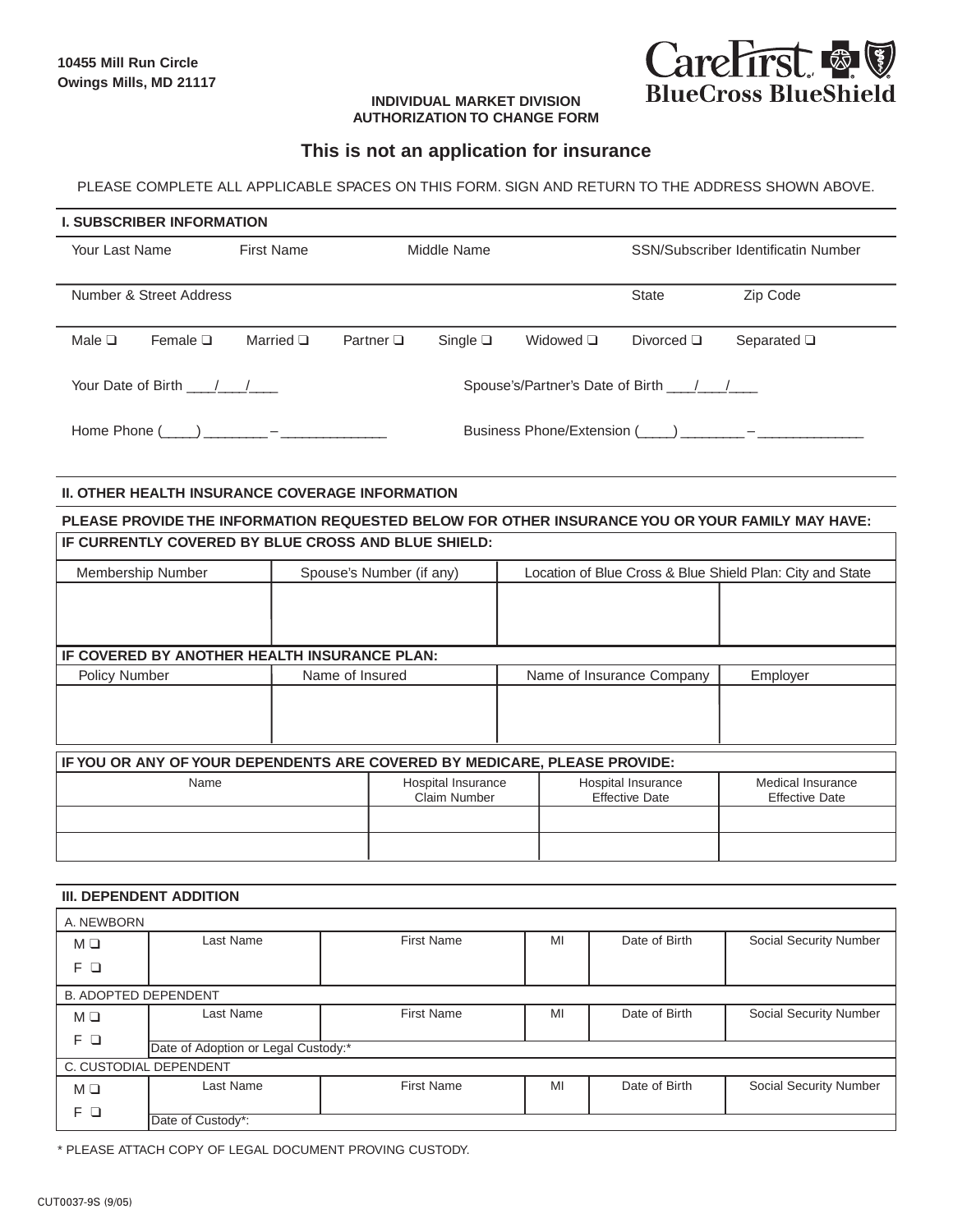10455 Mill Run Circle
Owings Mills, MD 21117

CareFirst BlueCross BlueShield

**INDIVIDUAL MARKET DIVISION**
**AUTHORIZATION TO CHANGE FORM**

## This is not an application for insurance

PLEASE COMPLETE ALL APPLICABLE SPACES ON THIS FORM. SIGN AND RETURN TO THE ADDRESS SHOWN ABOVE.

### I. SUBSCRIBER INFORMATION

Your Last Name | First Name | Middle Name | SSN/Subscriber Identificatin Number

Number & Street Address | State | Zip Code

Male ❑ Female ❑ Married ❑ Partner ❑ Single ❑ Widowed ❑ Divorced ❑ Separated ❑

Your Date of Birth ___/___/___ Spouse's/Partner's Date of Birth ___/___/___

Home Phone (____) ________ – ______________ Business Phone/Extension (____) ________ – ______________

### II. OTHER HEALTH INSURANCE COVERAGE INFORMATION

**PLEASE PROVIDE THE INFORMATION REQUESTED BELOW FOR OTHER INSURANCE YOU OR YOUR FAMILY MAY HAVE:**

**IF CURRENTLY COVERED BY BLUE CROSS AND BLUE SHIELD:**

| Membership Number | Spouse's Number (if any) | Location of Blue Cross & Blue Shield Plan: City and State | |
|---|---|---|---|
| | | | |

**IF COVERED BY ANOTHER HEALTH INSURANCE PLAN:**

| Policy Number | Name of Insured | Name of Insurance Company | Employer |
|---|---|---|---|
| | | | |

**IF YOU OR ANY OF YOUR DEPENDENTS ARE COVERED BY MEDICARE, PLEASE PROVIDE:**

| Name | Hospital Insurance Claim Number | Hospital Insurance Effective Date | Medical Insurance Effective Date |
|---|---|---|---|
| | | | |
| | | | |

### III. DEPENDENT ADDITION

A. NEWBORN

| M ❑ F ❑ | Last Name | First Name | MI | Date of Birth | Social Security Number |
|---|---|---|---|---|---|
| | | | | | |

B. ADOPTED DEPENDENT

| M ❑ F ❑ | Last Name | First Name | MI | Date of Birth | Social Security Number |
|---|---|---|---|---|---|
| | Date of Adoption or Legal Custody:* | | | | |

C. CUSTODIAL DEPENDENT

| M ❑ F ❑ | Last Name | First Name | MI | Date of Birth | Social Security Number |
|---|---|---|---|---|---|
| | Date of Custody*: | | | | |

\* PLEASE ATTACH COPY OF LEGAL DOCUMENT PROVING CUSTODY.

CUT0037-9S (9/05)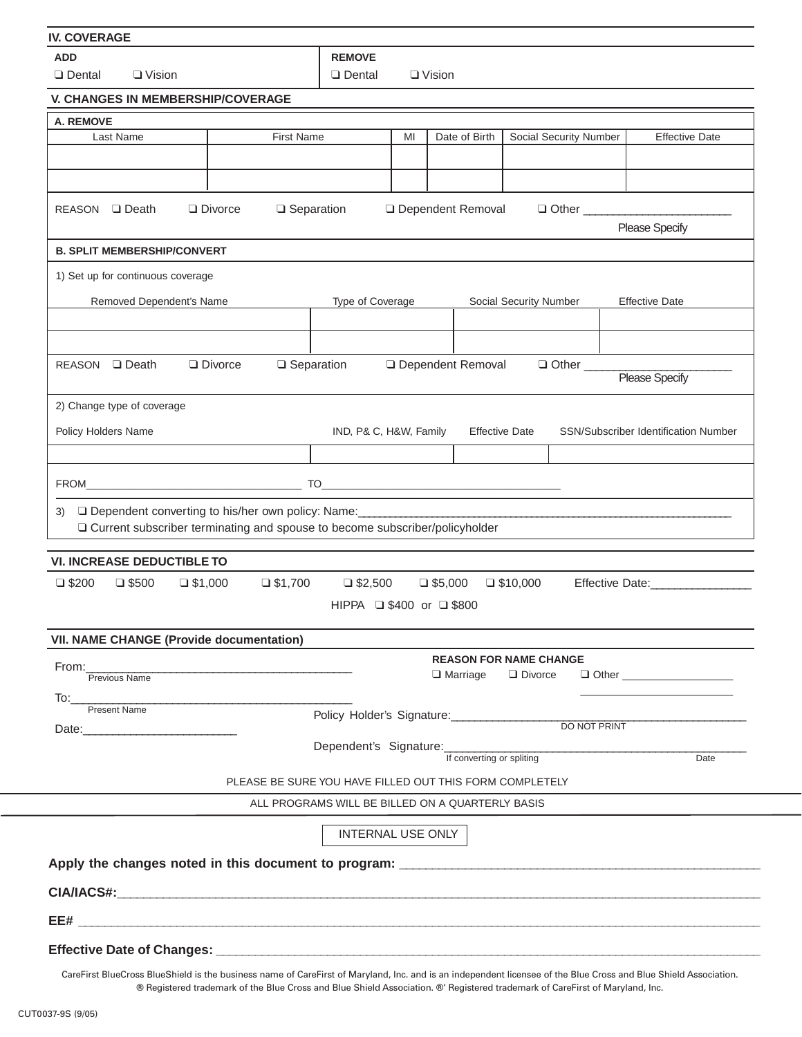## IV. COVERAGE

| ADD | REMOVE |
|---|---|
| ❑ Dental ❑ Vision | ❑ Dental ❑ Vision |

## V. CHANGES IN MEMBERSHIP/COVERAGE

### A. REMOVE

| Last Name | First Name | MI | Date of Birth | Social Security Number | Effective Date |
|---|---|---|---|---|---|
| | | | | | |
| | | | | | |

REASON ❑ Death ❑ Divorce ❑ Separation ❑ Dependent Removal ❑ Other ______________________
Please Specify

### B. SPLIT MEMBERSHIP/CONVERT

1) Set up for continuous coverage

| Removed Dependent's Name | Type of Coverage | Social Security Number | Effective Date |
|---|---|---|---|
| | | | |
| | | | |

REASON ❑ Death ❑ Divorce ❑ Separation ❑ Dependent Removal ❑ Other ______________________
Please Specify

2) Change type of coverage

| Policy Holders Name | IND, P& C, H&W, Family | Effective Date | SSN/Subscriber Identification Number |
|---|---|---|---|
| | | | |

FROM____________________________________ TO________________________________________

3) ❑ Dependent converting to his/her own policy: Name:_______________________________________________________________
❑ Current subscriber terminating and spouse to become subscriber/policyholder

## VI. INCREASE DEDUCTIBLE TO

❑ $200 ❑ $500 ❑ $1,000 ❑ $1,700 ❑ $2,500 ❑ $5,000 ❑ $10,000 Effective Date:_______________

HIPPA ❑ $400 or ❑ $800

## VII. NAME CHANGE (Provide documentation)

From:__________________________________________
Previous Name

To:____________________________________________
Present Name

Date:________________________

**REASON FOR NAME CHANGE**
❑ Marriage ❑ Divorce ❑ Other __________________
__________________________

Policy Holder's Signature:_______________________________________________
DO NOT PRINT

Dependent's Signature:_________________________________________________
If converting or spliting Date

PLEASE BE SURE YOU HAVE FILLED OUT THIS FORM COMPLETELY

ALL PROGRAMS WILL BE BILLED ON A QUARTERLY BASIS

INTERNAL USE ONLY

**Apply the changes noted in this document to program:** ______________________________________________________

**CIA/IACS#:**______________________________________________________________________________________________

**EE#** ____________________________________________________________________________________________________

**Effective Date of Changes:** ___________________________________________________________________________

CareFirst BlueCross BlueShield is the business name of CareFirst of Maryland, Inc. and is an independent licensee of the Blue Cross and Blue Shield Association.
® Registered trademark of the Blue Cross and Blue Shield Association. ®' Registered trademark of CareFirst of Maryland, Inc.

CUT0037-9S (9/05)